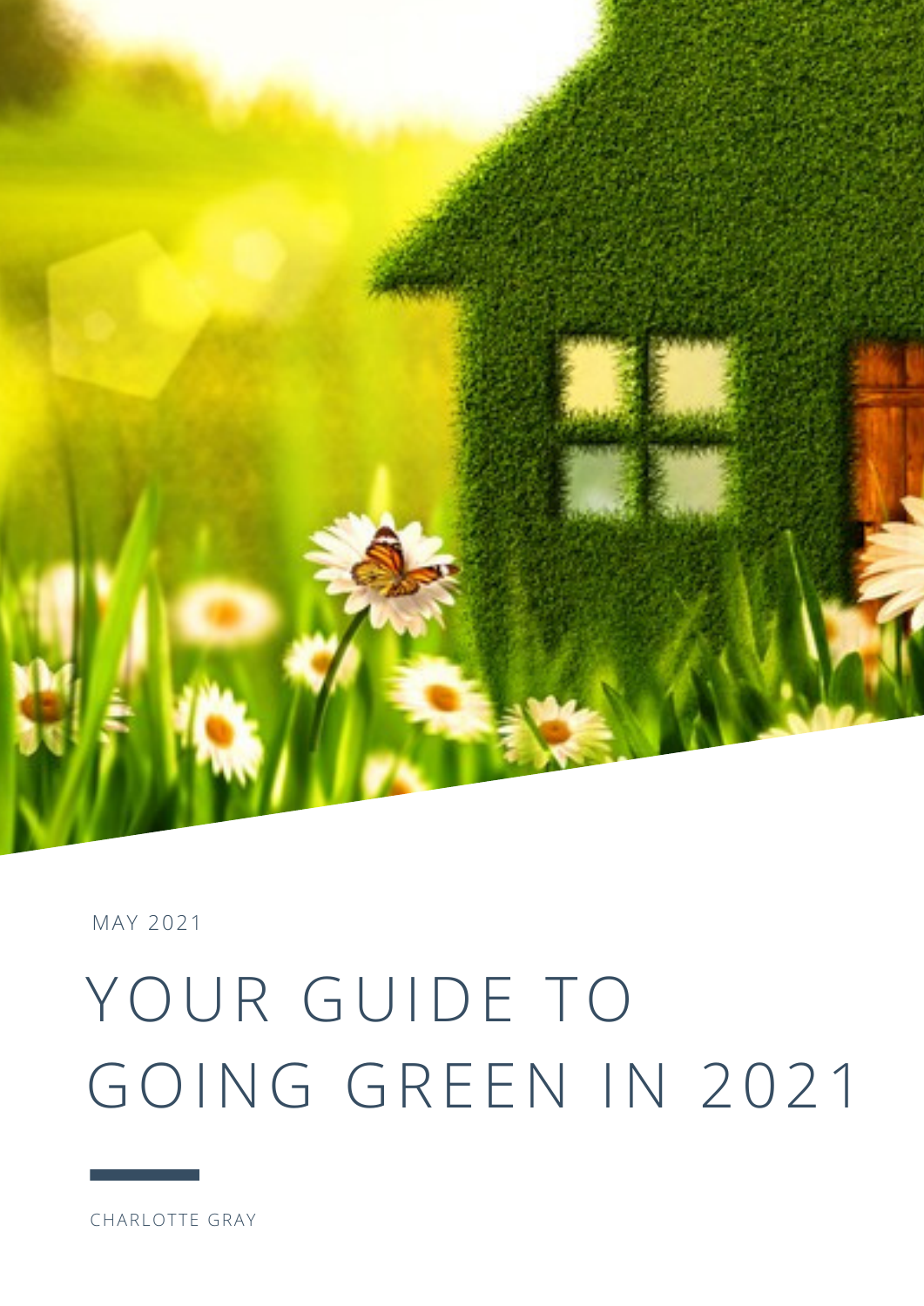MAY 2021

# YOUR GUIDE TO GOING GREEN IN 2021

CHARLOTTE GRAY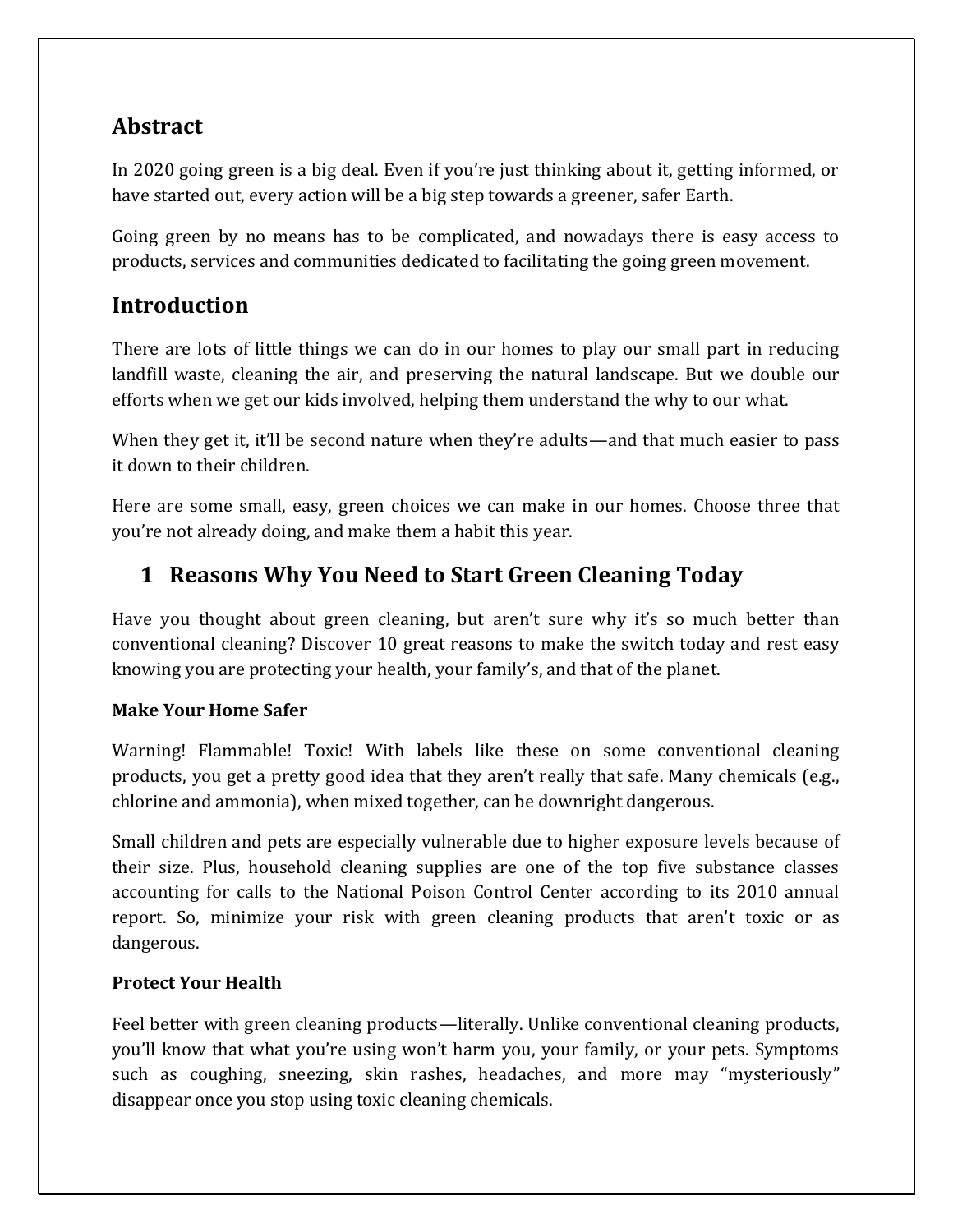## Abstract

In 2020 going green is a big deal. Even if you're just thinking about it, getting informed, or have started out, every action will be a big step towards a greener, safer Earth.

Going green by no means has to be complicated, and nowadays there is easy access to products, services and communities dedicated to facilitating the going green movement.

## Introduction

There are lots of little things we can do in our homes to play our small part in reducing landfill waste, cleaning the air, and preserving the natural landscape. But we double our efforts when we get our kids involved, helping them understand the why to our what.

When they get it, it'll be second nature when they're adults—and that much easier to pass it down to their children.

Here are some small, easy, green choices we can make in our homes. Choose three that you're not already doing, and make them a habit this year.

## 1 Reasons Why You Need to Start Green Cleaning Today

Have you thought about green cleaning, but aren't sure why it's so much better than conventional cleaning? Discover 10 great reasons to make the switch today and rest easy knowing you are protecting your health, your family's, and that of the planet.

**Make Your Home Safer**

Warning! Flammable! Toxic! With labels like these on some conventional cleaning products, you get a pretty good idea that they aren't really that safe. Many chemicals (e.g., chlorine and ammonia), when mixed together, can be downright dangerous.

Small children and pets are especially vulnerable due to higher exposure levels because of their size. Plus, household cleaning supplies are one of the top five substance classes accounting for calls to the National Poison Control Center according to its 2010 annual report. So, minimize your risk with green cleaning products that aren't toxic or as dangerous.

**Protect Your Health**

Feel better with green cleaning products—literally. Unlike conventional cleaning products, you'll know that what you're using won't harm you, your family, or your pets. Symptoms such as coughing, sneezing, skin rashes, headaches, and more may "mysteriously" disappear once you stop using toxic cleaning chemicals.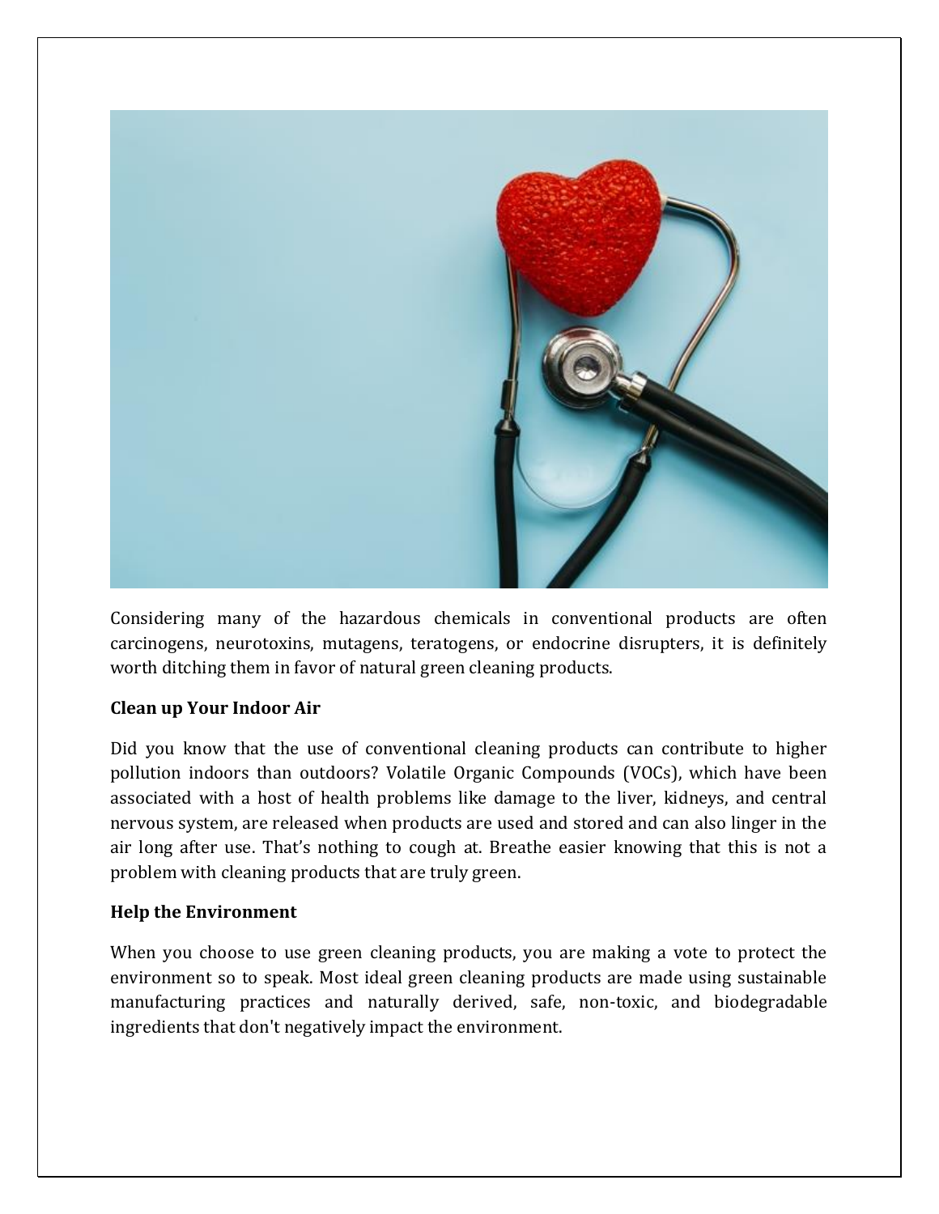Considering many of the hazardous chemicals in conventional products are often carcinogens, neurotoxins, mutagens, teratogens, or endocrine disrupters, it is definitely worth ditching them in favor of natural green cleaning products.

**Clean up Your Indoor Air**

Did you know that the use of conventional cleaning products can contribute to higher pollution indoors than outdoors? Volatile Organic Compounds (VOCs), which have been associated with a host of health problems like damage to the liver, kidneys, and central nervous system, are released when products are used and stored and can also linger in the air long after use. That's nothing to cough at. Breathe easier knowing that this is not a problem with cleaning products that are truly green.

**Help the Environment**

When you choose to use green cleaning products, you are making a vote to protect the environment so to speak. Most ideal green cleaning products are made using sustainable manufacturing practices and naturally derived, safe, non-toxic, and biodegradable ingredients that don't negatively impact the environment.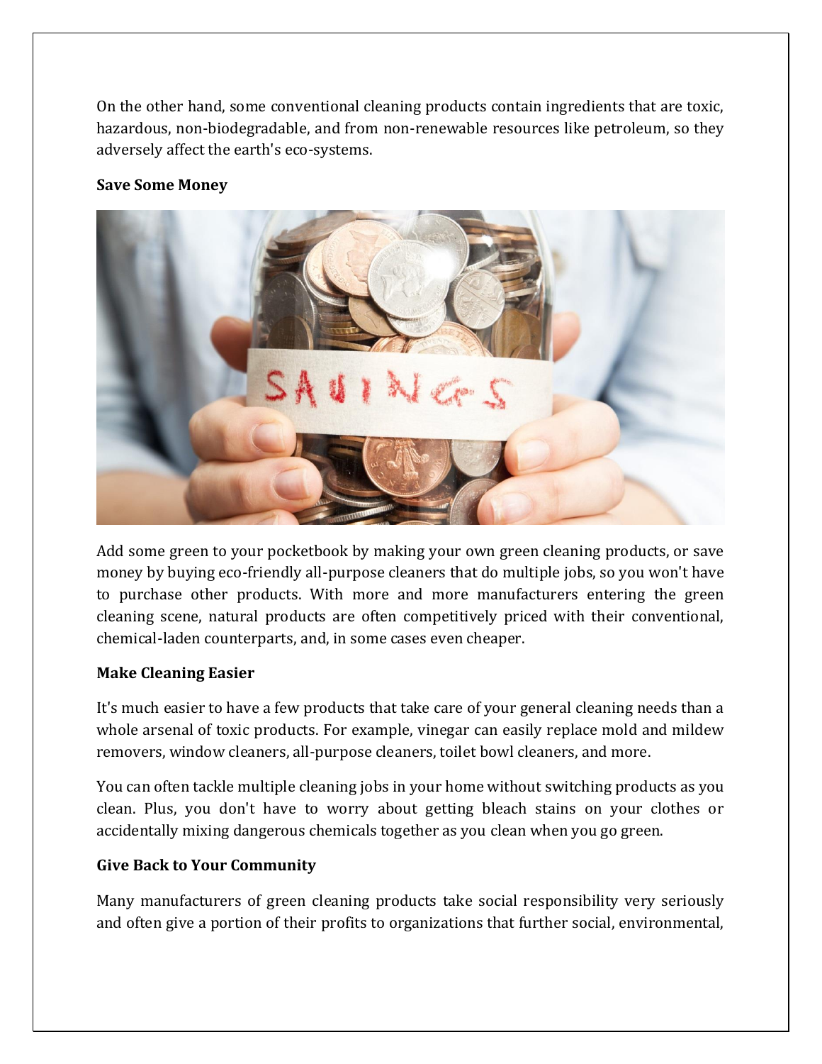On the other hand, some conventional cleaning products contain ingredients that are toxic, hazardous, non-biodegradable, and from non-renewable resources like petroleum, so they adversely affect the earth's eco-systems.

**Save Some Money**

Add some green to your pocketbook by making your own green cleaning products, or save money by buying eco-friendly all-purpose cleaners that do multiple jobs, so you won't have to purchase other products. With more and more manufacturers entering the green cleaning scene, natural products are often competitively priced with their conventional, chemical-laden counterparts, and, in some cases even cheaper.

**Make Cleaning Easier**

It's much easier to have a few products that take care of your general cleaning needs than a whole arsenal of toxic products. For example, vinegar can easily replace mold and mildew removers, window cleaners, all-purpose cleaners, toilet bowl cleaners, and more.

You can often tackle multiple cleaning jobs in your home without switching products as you clean. Plus, you don't have to worry about getting bleach stains on your clothes or accidentally mixing dangerous chemicals together as you clean when you go green.

**Give Back to Your Community**

Many manufacturers of green cleaning products take social responsibility very seriously and often give a portion of their profits to organizations that further social, environmental,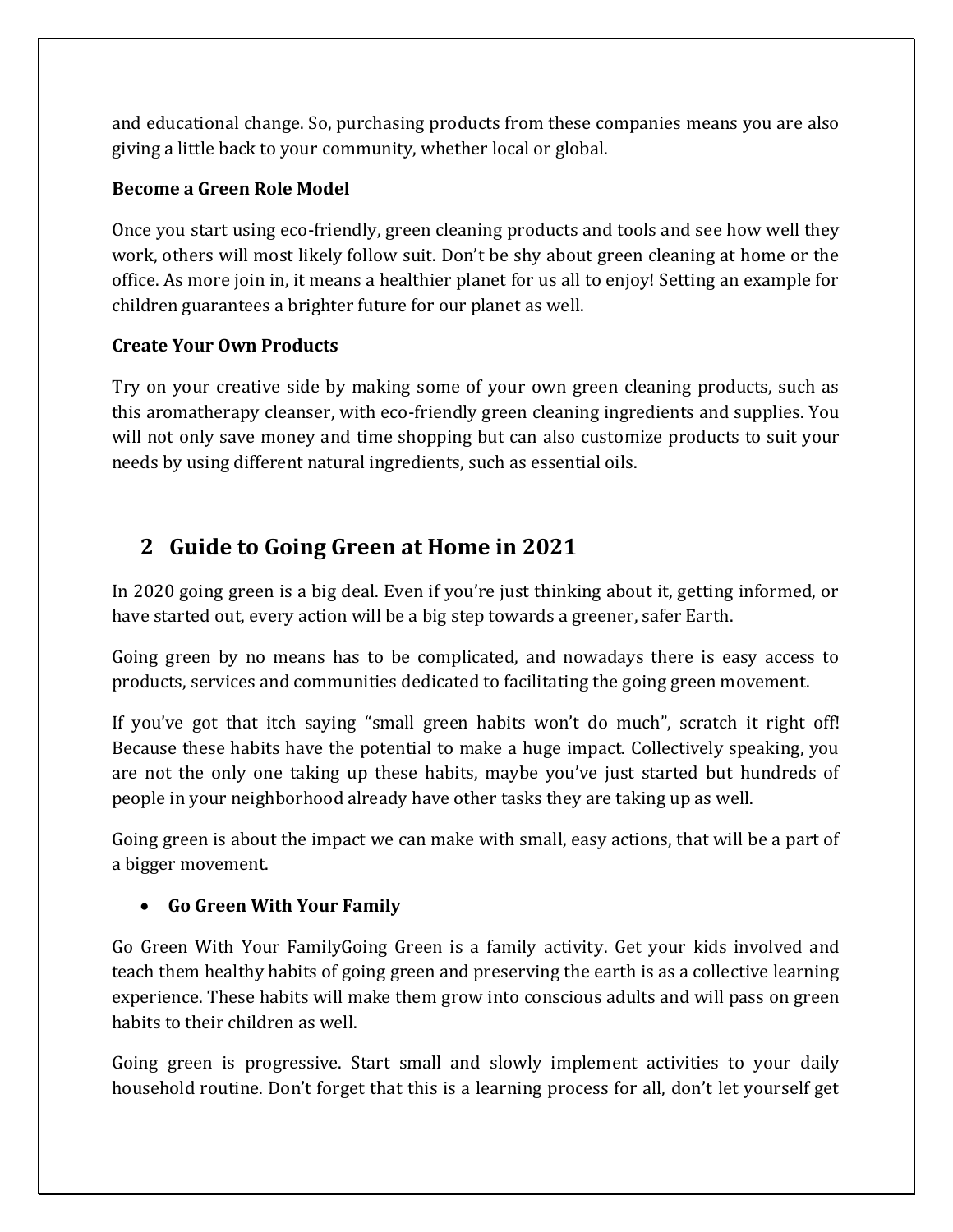and educational change. So, purchasing products from these companies means you are also giving a little back to your community, whether local or global.

**Become a Green Role Model**

Once you start using eco-friendly, green cleaning products and tools and see how well they work, others will most likely follow suit. Don't be shy about green cleaning at home or the office. As more join in, it means a healthier planet for us all to enjoy! Setting an example for children guarantees a brighter future for our planet as well.

**Create Your Own Products**

Try on your creative side by making some of your own green cleaning products, such as this aromatherapy cleanser, with eco-friendly green cleaning ingredients and supplies. You will not only save money and time shopping but can also customize products to suit your needs by using different natural ingredients, such as essential oils.

# 2 Guide to Going Green at Home in 2021

In 2020 going green is a big deal. Even if you're just thinking about it, getting informed, or have started out, every action will be a big step towards a greener, safer Earth.

Going green by no means has to be complicated, and nowadays there is easy access to products, services and communities dedicated to facilitating the going green movement.

If you've got that itch saying "small green habits won't do much", scratch it right off! Because these habits have the potential to make a huge impact. Collectively speaking, you are not the only one taking up these habits, maybe you've just started but hundreds of people in your neighborhood already have other tasks they are taking up as well.

Going green is about the impact we can make with small, easy actions, that will be a part of a bigger movement.

- **Go Green With Your Family**

Go Green With Your FamilyGoing Green is a family activity. Get your kids involved and teach them healthy habits of going green and preserving the earth is as a collective learning experience. These habits will make them grow into conscious adults and will pass on green habits to their children as well.

Going green is progressive. Start small and slowly implement activities to your daily household routine. Don't forget that this is a learning process for all, don't let yourself get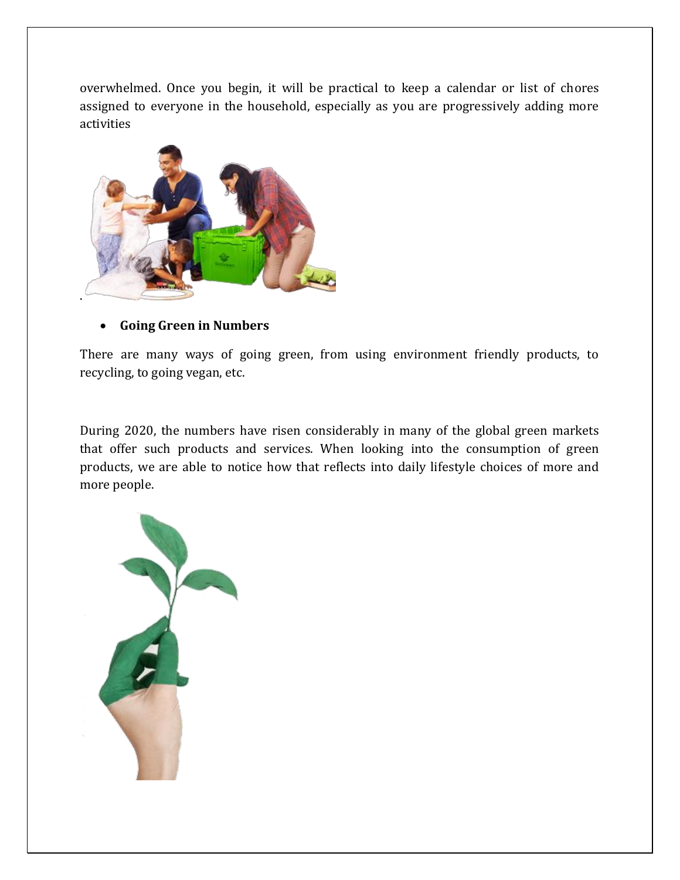overwhelmed. Once you begin, it will be practical to keep a calendar or list of chores assigned to everyone in the household, especially as you are progressively adding more activities

.

- **Going Green in Numbers**

There are many ways of going green, from using environment friendly products, to recycling, to going vegan, etc.

During 2020, the numbers have risen considerably in many of the global green markets that offer such products and services. When looking into the consumption of green products, we are able to notice how that reflects into daily lifestyle choices of more and more people.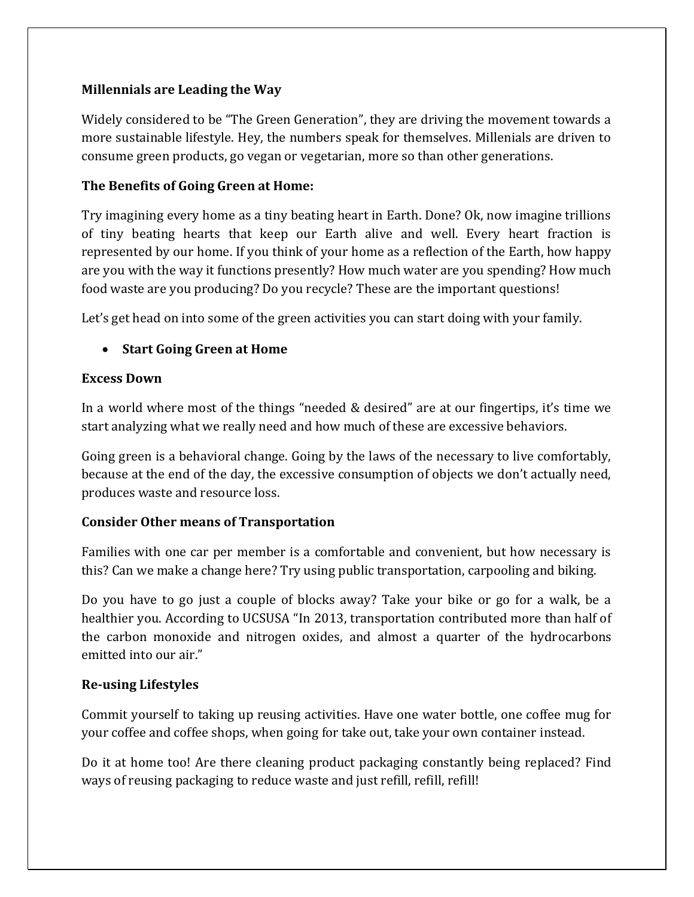**Millennials are Leading the Way**

Widely considered to be "The Green Generation", they are driving the movement towards a more sustainable lifestyle. Hey, the numbers speak for themselves. Millenials are driven to consume green products, go vegan or vegetarian, more so than other generations.

**The Benefits of Going Green at Home:**

Try imagining every home as a tiny beating heart in Earth. Done? Ok, now imagine trillions of tiny beating hearts that keep our Earth alive and well. Every heart fraction is represented by our home. If you think of your home as a reflection of the Earth, how happy are you with the way it functions presently? How much water are you spending? How much food waste are you producing? Do you recycle? These are the important questions!

Let's get head on into some of the green activities you can start doing with your family.

- **Start Going Green at Home**

**Excess Down**

In a world where most of the things "needed & desired" are at our fingertips, it's time we start analyzing what we really need and how much of these are excessive behaviors.

Going green is a behavioral change. Going by the laws of the necessary to live comfortably, because at the end of the day, the excessive consumption of objects we don't actually need, produces waste and resource loss.

**Consider Other means of Transportation**

Families with one car per member is a comfortable and convenient, but how necessary is this? Can we make a change here? Try using public transportation, carpooling and biking.

Do you have to go just a couple of blocks away? Take your bike or go for a walk, be a healthier you. According to UCSUSA "In 2013, transportation contributed more than half of the carbon monoxide and nitrogen oxides, and almost a quarter of the hydrocarbons emitted into our air."

**Re-using Lifestyles**

Commit yourself to taking up reusing activities. Have one water bottle, one coffee mug for your coffee and coffee shops, when going for take out, take your own container instead.

Do it at home too! Are there cleaning product packaging constantly being replaced? Find ways of reusing packaging to reduce waste and just refill, refill, refill!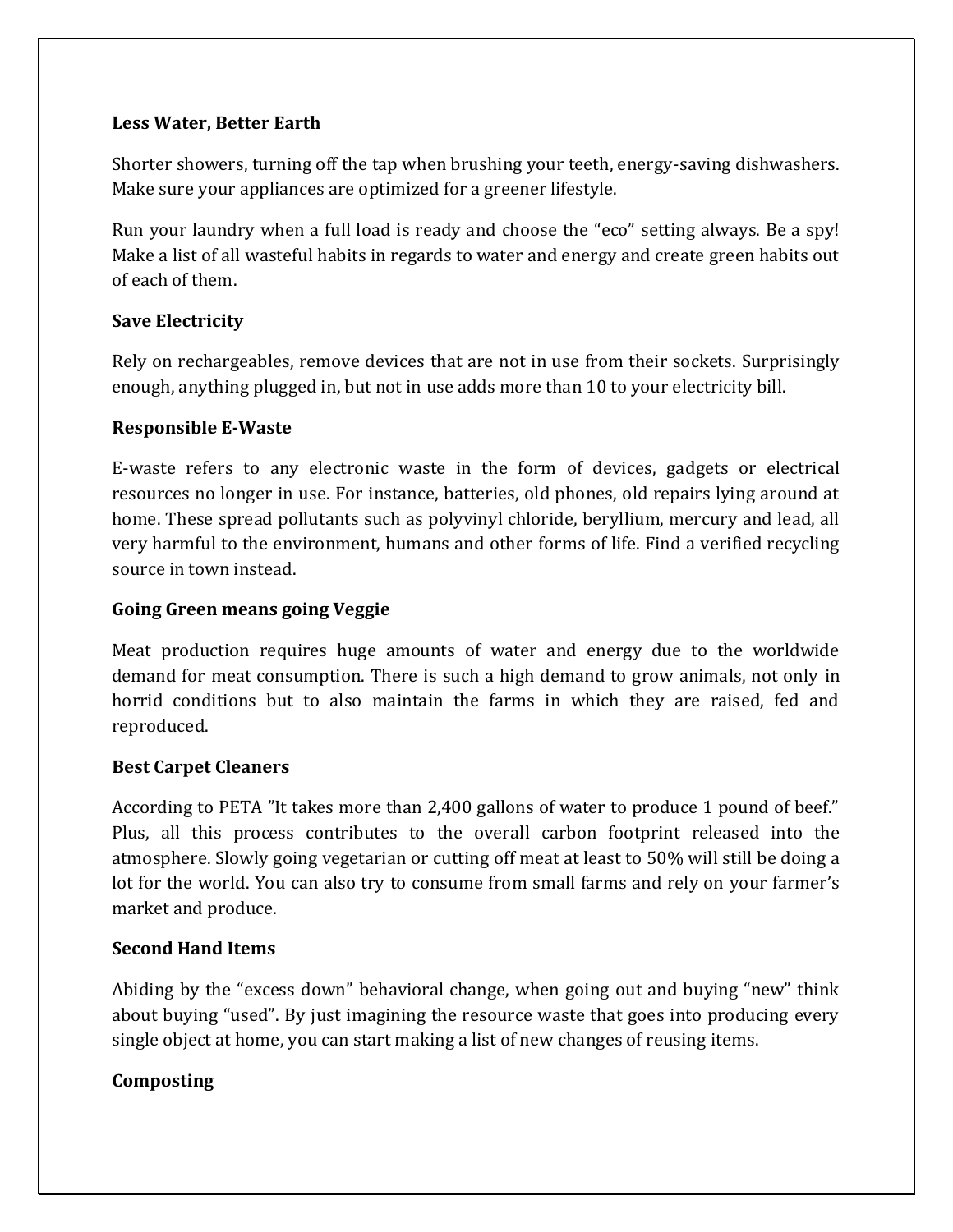**Less Water, Better Earth**

Shorter showers, turning off the tap when brushing your teeth, energy-saving dishwashers. Make sure your appliances are optimized for a greener lifestyle.

Run your laundry when a full load is ready and choose the "eco" setting always. Be a spy! Make a list of all wasteful habits in regards to water and energy and create green habits out of each of them.

**Save Electricity**

Rely on rechargeables, remove devices that are not in use from their sockets. Surprisingly enough, anything plugged in, but not in use adds more than 10 to your electricity bill.

**Responsible E-Waste**

E-waste refers to any electronic waste in the form of devices, gadgets or electrical resources no longer in use. For instance, batteries, old phones, old repairs lying around at home. These spread pollutants such as polyvinyl chloride, beryllium, mercury and lead, all very harmful to the environment, humans and other forms of life. Find a verified recycling source in town instead.

**Going Green means going Veggie**

Meat production requires huge amounts of water and energy due to the worldwide demand for meat consumption. There is such a high demand to grow animals, not only in horrid conditions but to also maintain the farms in which they are raised, fed and reproduced.

**Best Carpet Cleaners**

According to PETA "It takes more than 2,400 gallons of water to produce 1 pound of beef." Plus, all this process contributes to the overall carbon footprint released into the atmosphere. Slowly going vegetarian or cutting off meat at least to 50% will still be doing a lot for the world. You can also try to consume from small farms and rely on your farmer's market and produce.

**Second Hand Items**

Abiding by the "excess down" behavioral change, when going out and buying "new" think about buying "used". By just imagining the resource waste that goes into producing every single object at home, you can start making a list of new changes of reusing items.

**Composting**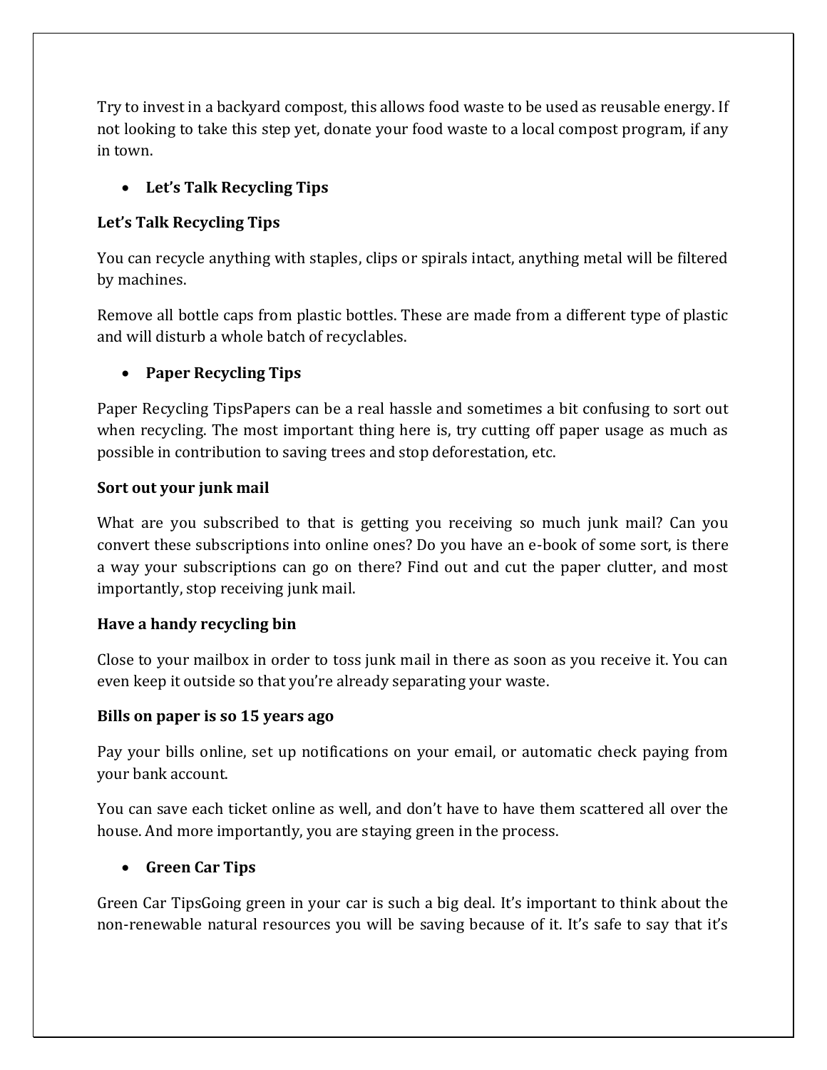Try to invest in a backyard compost, this allows food waste to be used as reusable energy. If not looking to take this step yet, donate your food waste to a local compost program, if any in town.

- **Let's Talk Recycling Tips**

**Let's Talk Recycling Tips**

You can recycle anything with staples, clips or spirals intact, anything metal will be filtered by machines.

Remove all bottle caps from plastic bottles. These are made from a different type of plastic and will disturb a whole batch of recyclables.

- **Paper Recycling Tips**

Paper Recycling TipsPapers can be a real hassle and sometimes a bit confusing to sort out when recycling. The most important thing here is, try cutting off paper usage as much as possible in contribution to saving trees and stop deforestation, etc.

**Sort out your junk mail**

What are you subscribed to that is getting you receiving so much junk mail? Can you convert these subscriptions into online ones? Do you have an e-book of some sort, is there a way your subscriptions can go on there? Find out and cut the paper clutter, and most importantly, stop receiving junk mail.

**Have a handy recycling bin**

Close to your mailbox in order to toss junk mail in there as soon as you receive it. You can even keep it outside so that you're already separating your waste.

**Bills on paper is so 15 years ago**

Pay your bills online, set up notifications on your email, or automatic check paying from your bank account.

You can save each ticket online as well, and don't have to have them scattered all over the house. And more importantly, you are staying green in the process.

- **Green Car Tips**

Green Car TipsGoing green in your car is such a big deal. It's important to think about the non-renewable natural resources you will be saving because of it. It's safe to say that it's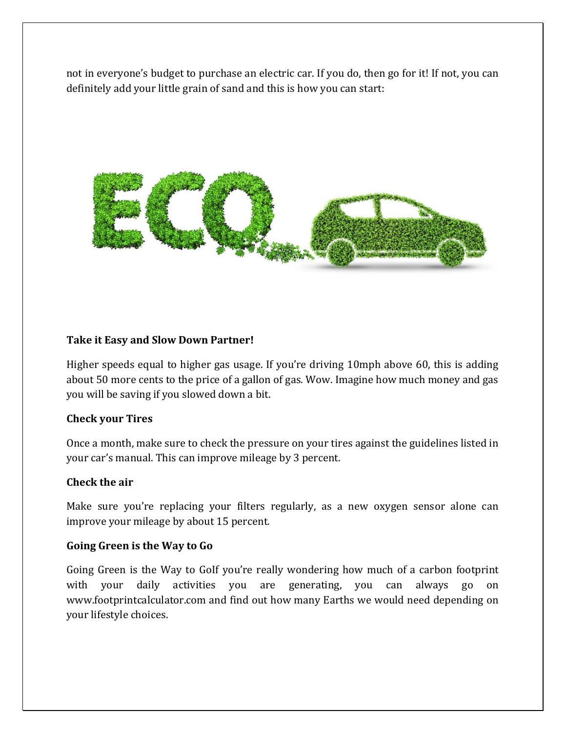not in everyone's budget to purchase an electric car. If you do, then go for it! If not, you can definitely add your little grain of sand and this is how you can start:

**Take it Easy and Slow Down Partner!**

Higher speeds equal to higher gas usage. If you're driving 10mph above 60, this is adding about 50 more cents to the price of a gallon of gas. Wow. Imagine how much money and gas you will be saving if you slowed down a bit.

**Check your Tires**

Once a month, make sure to check the pressure on your tires against the guidelines listed in your car's manual. This can improve mileage by 3 percent.

**Check the air**

Make sure you're replacing your filters regularly, as a new oxygen sensor alone can improve your mileage by about 15 percent.

**Going Green is the Way to Go**

Going Green is the Way to GoIf you're really wondering how much of a carbon footprint with your daily activities you are generating, you can always go on www.footprintcalculator.com and find out how many Earths we would need depending on your lifestyle choices.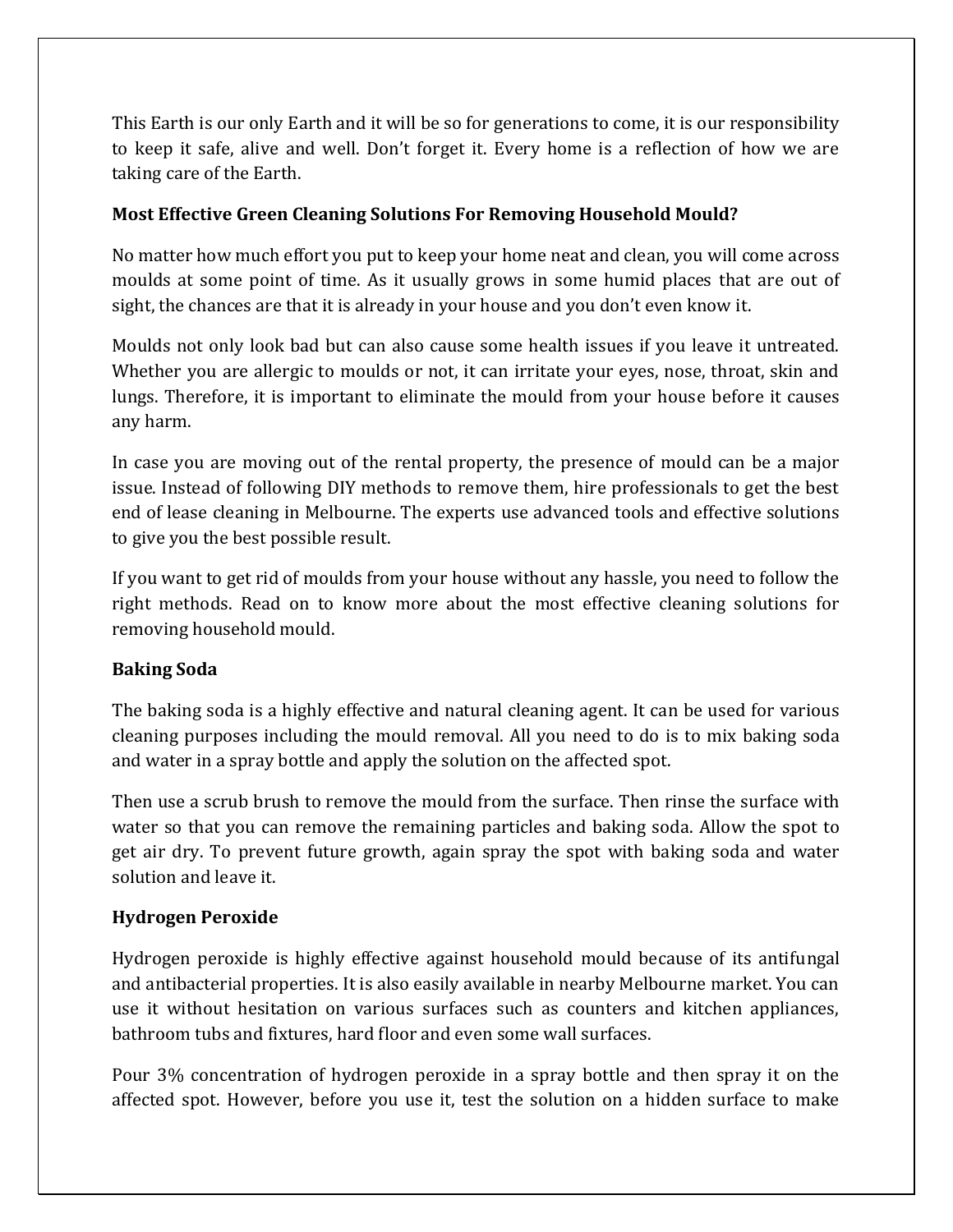This Earth is our only Earth and it will be so for generations to come, it is our responsibility to keep it safe, alive and well. Don't forget it. Every home is a reflection of how we are taking care of the Earth.

## Most Effective Green Cleaning Solutions For Removing Household Mould?

No matter how much effort you put to keep your home neat and clean, you will come across moulds at some point of time. As it usually grows in some humid places that are out of sight, the chances are that it is already in your house and you don't even know it.

Moulds not only look bad but can also cause some health issues if you leave it untreated. Whether you are allergic to moulds or not, it can irritate your eyes, nose, throat, skin and lungs. Therefore, it is important to eliminate the mould from your house before it causes any harm.

In case you are moving out of the rental property, the presence of mould can be a major issue. Instead of following DIY methods to remove them, hire professionals to get the best end of lease cleaning in Melbourne. The experts use advanced tools and effective solutions to give you the best possible result.

If you want to get rid of moulds from your house without any hassle, you need to follow the right methods. Read on to know more about the most effective cleaning solutions for removing household mould.

### Baking Soda

The baking soda is a highly effective and natural cleaning agent. It can be used for various cleaning purposes including the mould removal. All you need to do is to mix baking soda and water in a spray bottle and apply the solution on the affected spot.

Then use a scrub brush to remove the mould from the surface. Then rinse the surface with water so that you can remove the remaining particles and baking soda. Allow the spot to get air dry. To prevent future growth, again spray the spot with baking soda and water solution and leave it.

### Hydrogen Peroxide

Hydrogen peroxide is highly effective against household mould because of its antifungal and antibacterial properties. It is also easily available in nearby Melbourne market. You can use it without hesitation on various surfaces such as counters and kitchen appliances, bathroom tubs and fixtures, hard floor and even some wall surfaces.

Pour 3% concentration of hydrogen peroxide in a spray bottle and then spray it on the affected spot. However, before you use it, test the solution on a hidden surface to make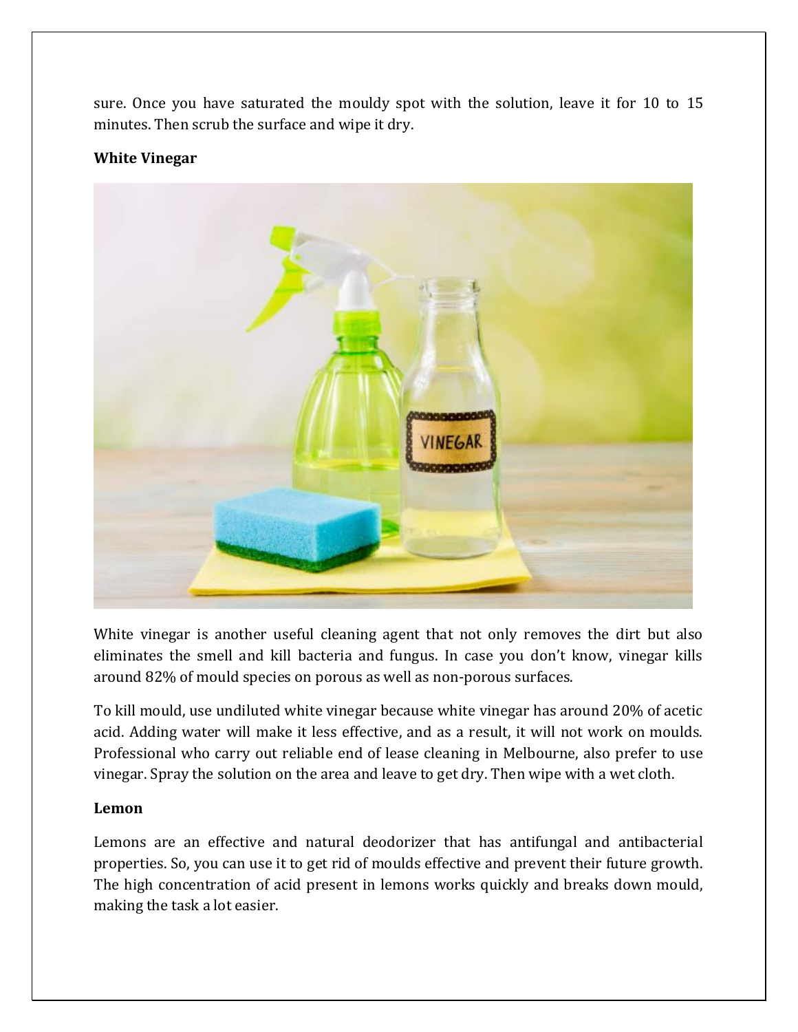sure. Once you have saturated the mouldy spot with the solution, leave it for 10 to 15 minutes. Then scrub the surface and wipe it dry.

**White Vinegar**

White vinegar is another useful cleaning agent that not only removes the dirt but also eliminates the smell and kill bacteria and fungus. In case you don't know, vinegar kills around 82% of mould species on porous as well as non-porous surfaces.

To kill mould, use undiluted white vinegar because white vinegar has around 20% of acetic acid. Adding water will make it less effective, and as a result, it will not work on moulds. Professional who carry out reliable end of lease cleaning in Melbourne, also prefer to use vinegar. Spray the solution on the area and leave to get dry. Then wipe with a wet cloth.

**Lemon**

Lemons are an effective and natural deodorizer that has antifungal and antibacterial properties. So, you can use it to get rid of moulds effective and prevent their future growth. The high concentration of acid present in lemons works quickly and breaks down mould, making the task a lot easier.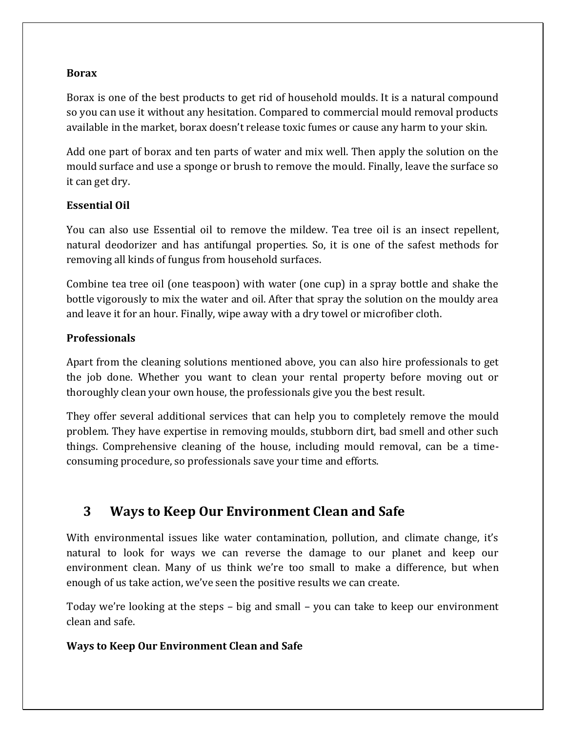**Borax**

Borax is one of the best products to get rid of household moulds. It is a natural compound so you can use it without any hesitation. Compared to commercial mould removal products available in the market, borax doesn't release toxic fumes or cause any harm to your skin.

Add one part of borax and ten parts of water and mix well. Then apply the solution on the mould surface and use a sponge or brush to remove the mould. Finally, leave the surface so it can get dry.

**Essential Oil**

You can also use Essential oil to remove the mildew. Tea tree oil is an insect repellent, natural deodorizer and has antifungal properties. So, it is one of the safest methods for removing all kinds of fungus from household surfaces.

Combine tea tree oil (one teaspoon) with water (one cup) in a spray bottle and shake the bottle vigorously to mix the water and oil. After that spray the solution on the mouldy area and leave it for an hour. Finally, wipe away with a dry towel or microfiber cloth.

**Professionals**

Apart from the cleaning solutions mentioned above, you can also hire professionals to get the job done. Whether you want to clean your rental property before moving out or thoroughly clean your own house, the professionals give you the best result.

They offer several additional services that can help you to completely remove the mould problem. They have expertise in removing moulds, stubborn dirt, bad smell and other such things. Comprehensive cleaning of the house, including mould removal, can be a time-consuming procedure, so professionals save your time and efforts.

# 3 Ways to Keep Our Environment Clean and Safe

With environmental issues like water contamination, pollution, and climate change, it's natural to look for ways we can reverse the damage to our planet and keep our environment clean. Many of us think we're too small to make a difference, but when enough of us take action, we've seen the positive results we can create.

Today we're looking at the steps – big and small – you can take to keep our environment clean and safe.

**Ways to Keep Our Environment Clean and Safe**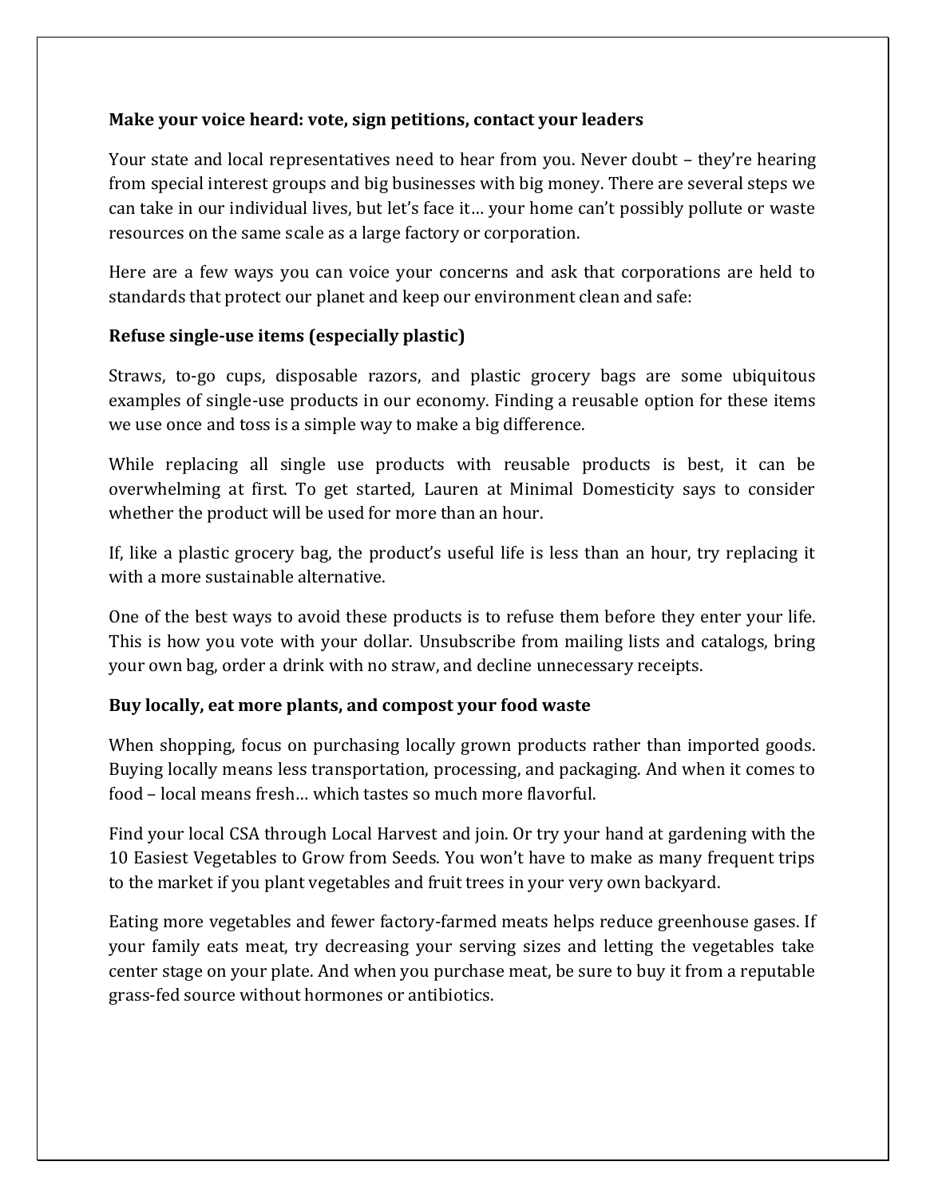**Make your voice heard: vote, sign petitions, contact your leaders**

Your state and local representatives need to hear from you. Never doubt – they're hearing from special interest groups and big businesses with big money. There are several steps we can take in our individual lives, but let's face it… your home can't possibly pollute or waste resources on the same scale as a large factory or corporation.

Here are a few ways you can voice your concerns and ask that corporations are held to standards that protect our planet and keep our environment clean and safe:

**Refuse single-use items (especially plastic)**

Straws, to-go cups, disposable razors, and plastic grocery bags are some ubiquitous examples of single-use products in our economy. Finding a reusable option for these items we use once and toss is a simple way to make a big difference.

While replacing all single use products with reusable products is best, it can be overwhelming at first. To get started, Lauren at Minimal Domesticity says to consider whether the product will be used for more than an hour.

If, like a plastic grocery bag, the product's useful life is less than an hour, try replacing it with a more sustainable alternative.

One of the best ways to avoid these products is to refuse them before they enter your life. This is how you vote with your dollar. Unsubscribe from mailing lists and catalogs, bring your own bag, order a drink with no straw, and decline unnecessary receipts.

**Buy locally, eat more plants, and compost your food waste**

When shopping, focus on purchasing locally grown products rather than imported goods. Buying locally means less transportation, processing, and packaging. And when it comes to food – local means fresh… which tastes so much more flavorful.

Find your local CSA through Local Harvest and join. Or try your hand at gardening with the 10 Easiest Vegetables to Grow from Seeds. You won't have to make as many frequent trips to the market if you plant vegetables and fruit trees in your very own backyard.

Eating more vegetables and fewer factory-farmed meats helps reduce greenhouse gases. If your family eats meat, try decreasing your serving sizes and letting the vegetables take center stage on your plate. And when you purchase meat, be sure to buy it from a reputable grass-fed source without hormones or antibiotics.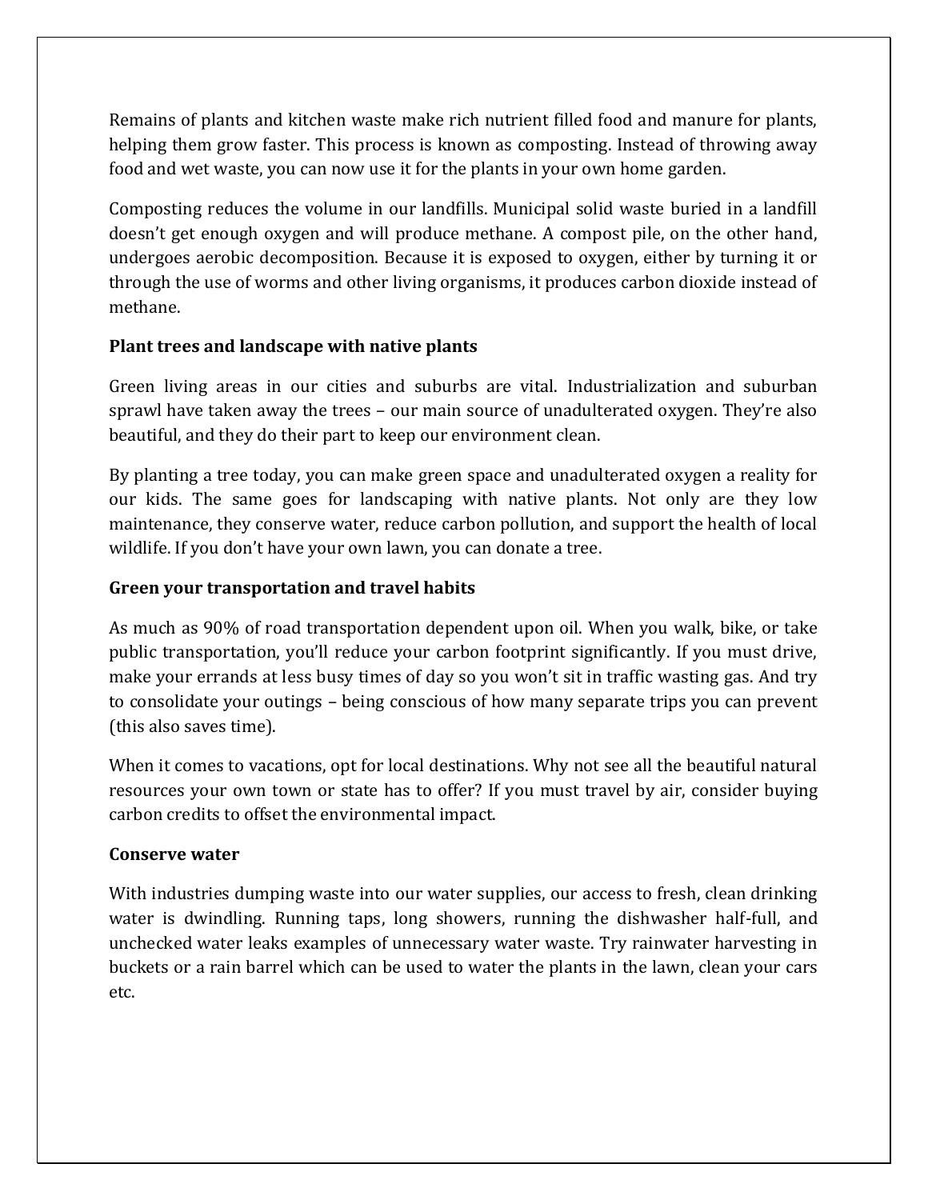Remains of plants and kitchen waste make rich nutrient filled food and manure for plants, helping them grow faster. This process is known as composting. Instead of throwing away food and wet waste, you can now use it for the plants in your own home garden.

Composting reduces the volume in our landfills. Municipal solid waste buried in a landfill doesn't get enough oxygen and will produce methane. A compost pile, on the other hand, undergoes aerobic decomposition. Because it is exposed to oxygen, either by turning it or through the use of worms and other living organisms, it produces carbon dioxide instead of methane.

**Plant trees and landscape with native plants**

Green living areas in our cities and suburbs are vital. Industrialization and suburban sprawl have taken away the trees – our main source of unadulterated oxygen. They're also beautiful, and they do their part to keep our environment clean.

By planting a tree today, you can make green space and unadulterated oxygen a reality for our kids. The same goes for landscaping with native plants. Not only are they low maintenance, they conserve water, reduce carbon pollution, and support the health of local wildlife. If you don't have your own lawn, you can donate a tree.

**Green your transportation and travel habits**

As much as 90% of road transportation dependent upon oil. When you walk, bike, or take public transportation, you'll reduce your carbon footprint significantly. If you must drive, make your errands at less busy times of day so you won't sit in traffic wasting gas. And try to consolidate your outings – being conscious of how many separate trips you can prevent (this also saves time).

When it comes to vacations, opt for local destinations. Why not see all the beautiful natural resources your own town or state has to offer? If you must travel by air, consider buying carbon credits to offset the environmental impact.

**Conserve water**

With industries dumping waste into our water supplies, our access to fresh, clean drinking water is dwindling. Running taps, long showers, running the dishwasher half-full, and unchecked water leaks examples of unnecessary water waste. Try rainwater harvesting in buckets or a rain barrel which can be used to water the plants in the lawn, clean your cars etc.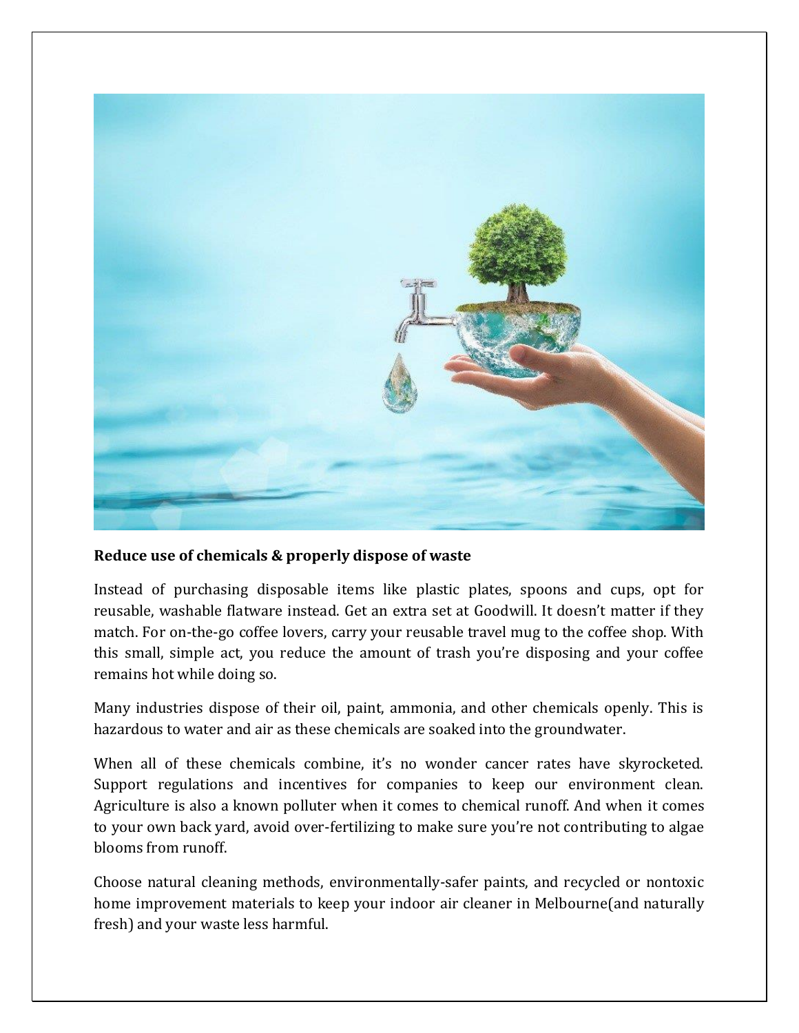**Reduce use of chemicals & properly dispose of waste**

Instead of purchasing disposable items like plastic plates, spoons and cups, opt for reusable, washable flatware instead. Get an extra set at Goodwill. It doesn't matter if they match. For on-the-go coffee lovers, carry your reusable travel mug to the coffee shop. With this small, simple act, you reduce the amount of trash you're disposing and your coffee remains hot while doing so.

Many industries dispose of their oil, paint, ammonia, and other chemicals openly. This is hazardous to water and air as these chemicals are soaked into the groundwater.

When all of these chemicals combine, it's no wonder cancer rates have skyrocketed. Support regulations and incentives for companies to keep our environment clean. Agriculture is also a known polluter when it comes to chemical runoff. And when it comes to your own back yard, avoid over-fertilizing to make sure you're not contributing to algae blooms from runoff.

Choose natural cleaning methods, environmentally-safer paints, and recycled or nontoxic home improvement materials to keep your indoor air cleaner in Melbourne(and naturally fresh) and your waste less harmful.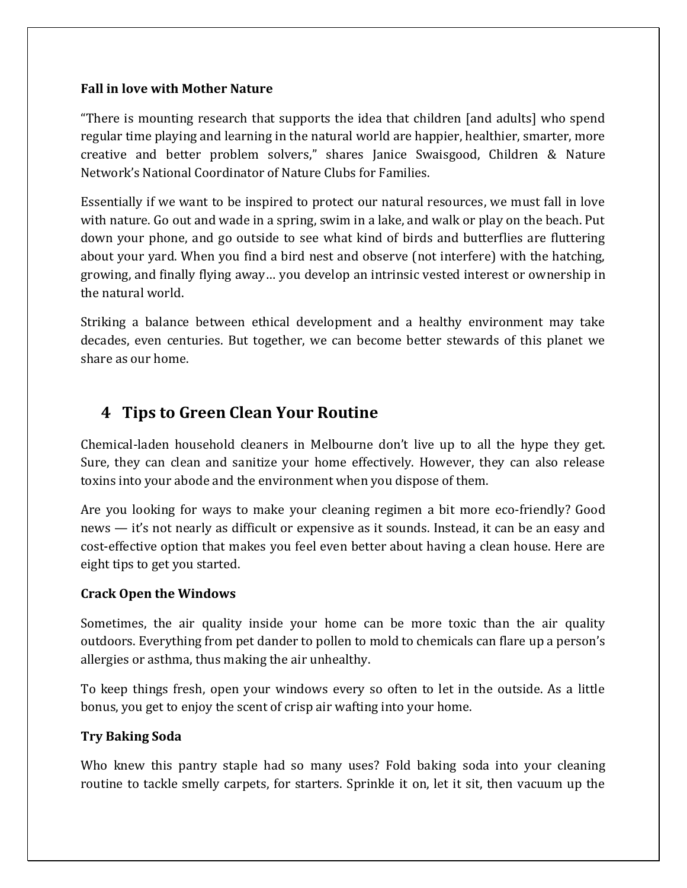**Fall in love with Mother Nature**

"There is mounting research that supports the idea that children [and adults] who spend regular time playing and learning in the natural world are happier, healthier, smarter, more creative and better problem solvers," shares Janice Swaisgood, Children & Nature Network's National Coordinator of Nature Clubs for Families.

Essentially if we want to be inspired to protect our natural resources, we must fall in love with nature. Go out and wade in a spring, swim in a lake, and walk or play on the beach. Put down your phone, and go outside to see what kind of birds and butterflies are fluttering about your yard. When you find a bird nest and observe (not interfere) with the hatching, growing, and finally flying away… you develop an intrinsic vested interest or ownership in the natural world.

Striking a balance between ethical development and a healthy environment may take decades, even centuries. But together, we can become better stewards of this planet we share as our home.

## 4 Tips to Green Clean Your Routine

Chemical-laden household cleaners in Melbourne don't live up to all the hype they get. Sure, they can clean and sanitize your home effectively. However, they can also release toxins into your abode and the environment when you dispose of them.

Are you looking for ways to make your cleaning regimen a bit more eco-friendly? Good news — it's not nearly as difficult or expensive as it sounds. Instead, it can be an easy and cost-effective option that makes you feel even better about having a clean house. Here are eight tips to get you started.

**Crack Open the Windows**

Sometimes, the air quality inside your home can be more toxic than the air quality outdoors. Everything from pet dander to pollen to mold to chemicals can flare up a person's allergies or asthma, thus making the air unhealthy.

To keep things fresh, open your windows every so often to let in the outside. As a little bonus, you get to enjoy the scent of crisp air wafting into your home.

**Try Baking Soda**

Who knew this pantry staple had so many uses? Fold baking soda into your cleaning routine to tackle smelly carpets, for starters. Sprinkle it on, let it sit, then vacuum up the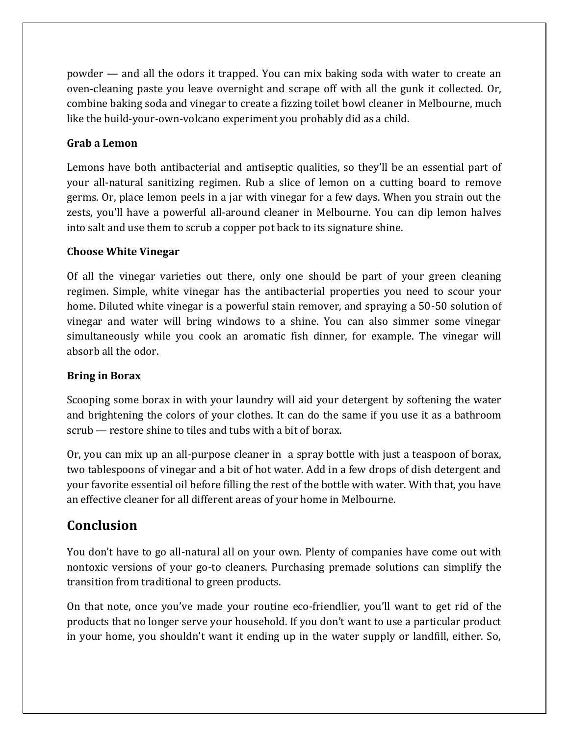powder — and all the odors it trapped. You can mix baking soda with water to create an oven-cleaning paste you leave overnight and scrape off with all the gunk it collected. Or, combine baking soda and vinegar to create a fizzing toilet bowl cleaner in Melbourne, much like the build-your-own-volcano experiment you probably did as a child.

**Grab a Lemon**

Lemons have both antibacterial and antiseptic qualities, so they'll be an essential part of your all-natural sanitizing regimen. Rub a slice of lemon on a cutting board to remove germs. Or, place lemon peels in a jar with vinegar for a few days. When you strain out the zests, you'll have a powerful all-around cleaner in Melbourne. You can dip lemon halves into salt and use them to scrub a copper pot back to its signature shine.

**Choose White Vinegar**

Of all the vinegar varieties out there, only one should be part of your green cleaning regimen. Simple, white vinegar has the antibacterial properties you need to scour your home. Diluted white vinegar is a powerful stain remover, and spraying a 50-50 solution of vinegar and water will bring windows to a shine. You can also simmer some vinegar simultaneously while you cook an aromatic fish dinner, for example. The vinegar will absorb all the odor.

**Bring in Borax**

Scooping some borax in with your laundry will aid your detergent by softening the water and brightening the colors of your clothes. It can do the same if you use it as a bathroom scrub — restore shine to tiles and tubs with a bit of borax.

Or, you can mix up an all-purpose cleaner in a spray bottle with just a teaspoon of borax, two tablespoons of vinegar and a bit of hot water. Add in a few drops of dish detergent and your favorite essential oil before filling the rest of the bottle with water. With that, you have an effective cleaner for all different areas of your home in Melbourne.

## Conclusion

You don't have to go all-natural all on your own. Plenty of companies have come out with nontoxic versions of your go-to cleaners. Purchasing premade solutions can simplify the transition from traditional to green products.

On that note, once you've made your routine eco-friendlier, you'll want to get rid of the products that no longer serve your household. If you don't want to use a particular product in your home, you shouldn't want it ending up in the water supply or landfill, either. So,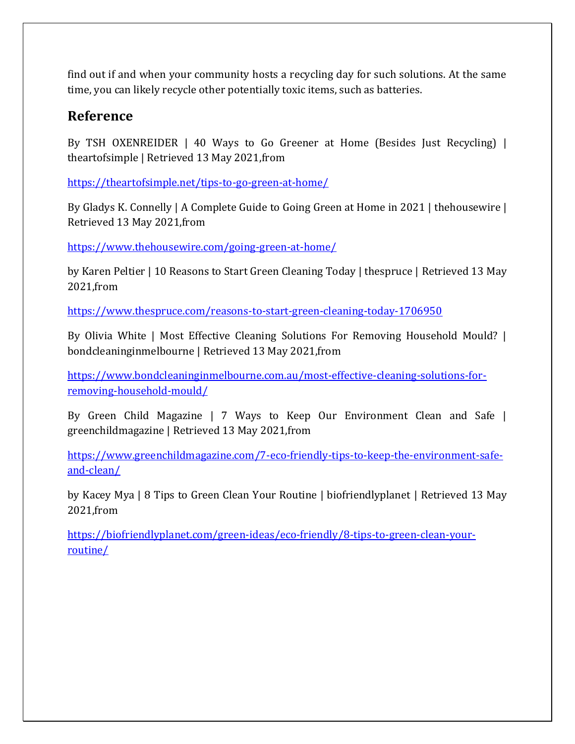find out if and when your community hosts a recycling day for such solutions. At the same time, you can likely recycle other potentially toxic items, such as batteries.

## Reference

By TSH OXENREIDER | 40 Ways to Go Greener at Home (Besides Just Recycling) | theartofsimple | Retrieved 13 May 2021,from

https://theartofsimple.net/tips-to-go-green-at-home/

By Gladys K. Connelly | A Complete Guide to Going Green at Home in 2021 | thehousewire | Retrieved 13 May 2021,from

https://www.thehousewire.com/going-green-at-home/

by Karen Peltier | 10 Reasons to Start Green Cleaning Today | thespruce | Retrieved 13 May 2021,from

https://www.thespruce.com/reasons-to-start-green-cleaning-today-1706950

By Olivia White | Most Effective Cleaning Solutions For Removing Household Mould? | bondcleaninginmelbourne | Retrieved 13 May 2021,from

https://www.bondcleaninginmelbourne.com.au/most-effective-cleaning-solutions-for-removing-household-mould/

By Green Child Magazine | 7 Ways to Keep Our Environment Clean and Safe | greenchildmagazine | Retrieved 13 May 2021,from

https://www.greenchildmagazine.com/7-eco-friendly-tips-to-keep-the-environment-safe-and-clean/

by Kacey Mya | 8 Tips to Green Clean Your Routine | biofriendlyplanet | Retrieved 13 May 2021,from

https://biofriendlyplanet.com/green-ideas/eco-friendly/8-tips-to-green-clean-your-routine/